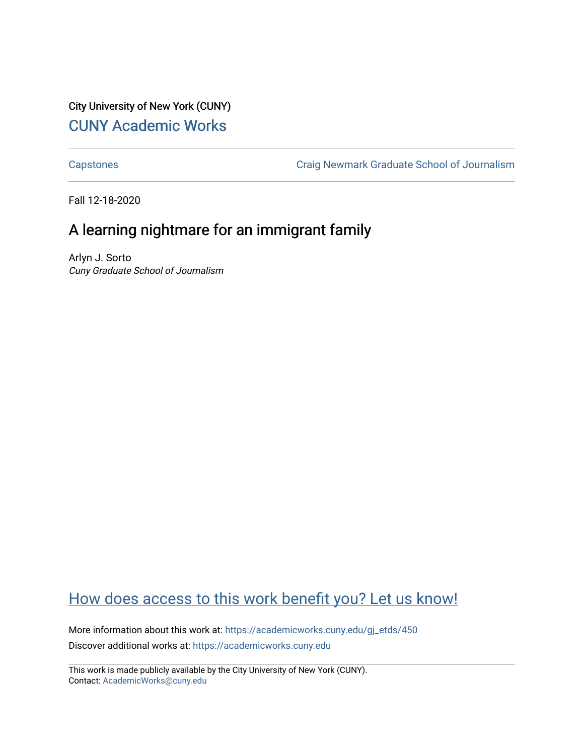City University of New York (CUNY)

CUNY Academic Works

Capstones | Craig Newmark Graduate School of Journalism

Fall 12-18-2020

# A learning nightmare for an immigrant family

Arlyn J. Sorto
*Cuny Graduate School of Journalism*

How does access to this work benefit you? Let us know!

More information about this work at: https://academicworks.cuny.edu/gj_etds/450
Discover additional works at: https://academicworks.cuny.edu

This work is made publicly available by the City University of New York (CUNY).
Contact: AcademicWorks@cuny.edu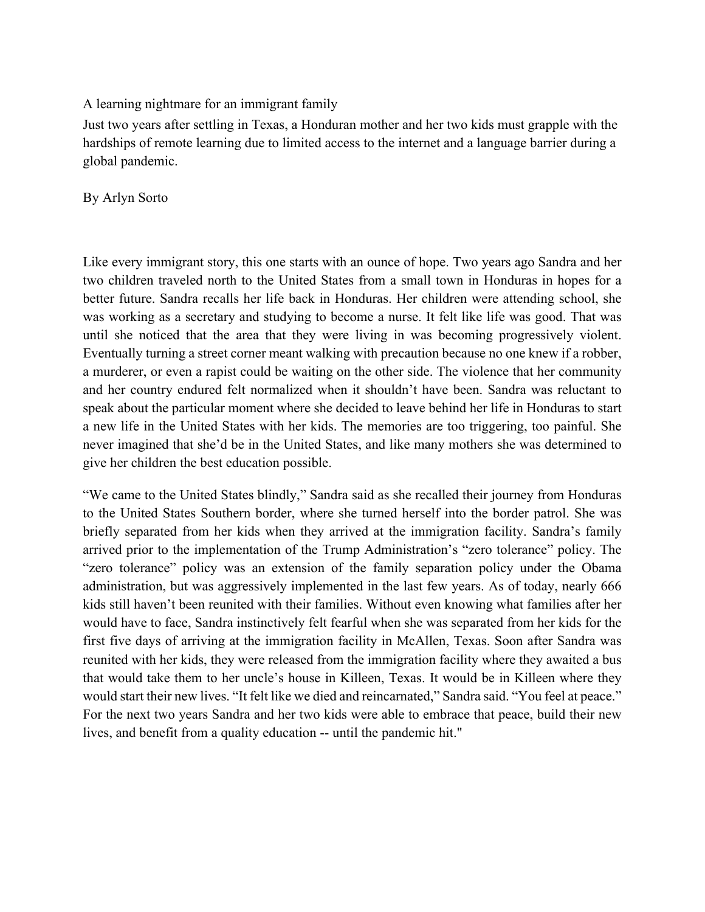# A learning nightmare for an immigrant family

Just two years after settling in Texas, a Honduran mother and her two kids must grapple with the hardships of remote learning due to limited access to the internet and a language barrier during a global pandemic.

By Arlyn Sorto

Like every immigrant story, this one starts with an ounce of hope. Two years ago Sandra and her two children traveled north to the United States from a small town in Honduras in hopes for a better future. Sandra recalls her life back in Honduras. Her children were attending school, she was working as a secretary and studying to become a nurse. It felt like life was good. That was until she noticed that the area that they were living in was becoming progressively violent. Eventually turning a street corner meant walking with precaution because no one knew if a robber, a murderer, or even a rapist could be waiting on the other side. The violence that her community and her country endured felt normalized when it shouldn't have been. Sandra was reluctant to speak about the particular moment where she decided to leave behind her life in Honduras to start a new life in the United States with her kids. The memories are too triggering, too painful. She never imagined that she'd be in the United States, and like many mothers she was determined to give her children the best education possible.

"We came to the United States blindly," Sandra said as she recalled their journey from Honduras to the United States Southern border, where she turned herself into the border patrol. She was briefly separated from her kids when they arrived at the immigration facility. Sandra's family arrived prior to the implementation of the Trump Administration's "zero tolerance" policy. The "zero tolerance" policy was an extension of the family separation policy under the Obama administration, but was aggressively implemented in the last few years. As of today, nearly 666 kids still haven't been reunited with their families. Without even knowing what families after her would have to face, Sandra instinctively felt fearful when she was separated from her kids for the first five days of arriving at the immigration facility in McAllen, Texas. Soon after Sandra was reunited with her kids, they were released from the immigration facility where they awaited a bus that would take them to her uncle's house in Killeen, Texas. It would be in Killeen where they would start their new lives. "It felt like we died and reincarnated," Sandra said. "You feel at peace." For the next two years Sandra and her two kids were able to embrace that peace, build their new lives, and benefit from a quality education -- until the pandemic hit."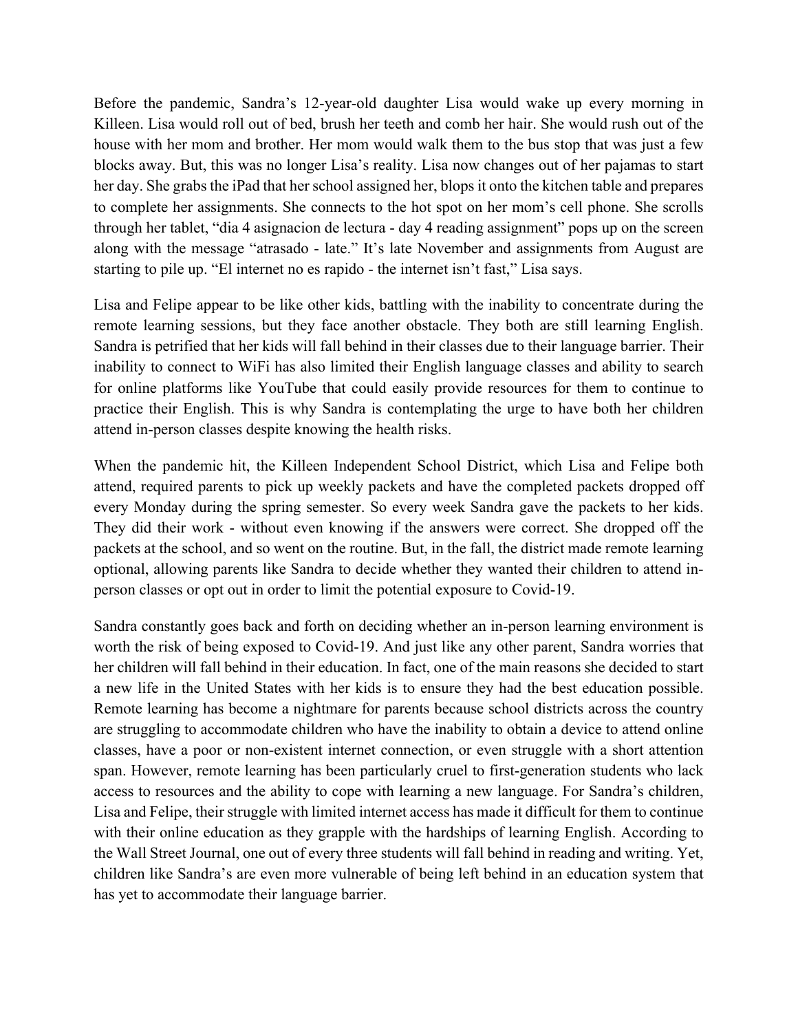Before the pandemic, Sandra's 12-year-old daughter Lisa would wake up every morning in Killeen. Lisa would roll out of bed, brush her teeth and comb her hair. She would rush out of the house with her mom and brother. Her mom would walk them to the bus stop that was just a few blocks away. But, this was no longer Lisa's reality. Lisa now changes out of her pajamas to start her day. She grabs the iPad that her school assigned her, blops it onto the kitchen table and prepares to complete her assignments. She connects to the hot spot on her mom's cell phone. She scrolls through her tablet, "dia 4 asignacion de lectura - day 4 reading assignment" pops up on the screen along with the message "atrasado - late." It's late November and assignments from August are starting to pile up. "El internet no es rapido - the internet isn't fast," Lisa says.

Lisa and Felipe appear to be like other kids, battling with the inability to concentrate during the remote learning sessions, but they face another obstacle. They both are still learning English. Sandra is petrified that her kids will fall behind in their classes due to their language barrier. Their inability to connect to WiFi has also limited their English language classes and ability to search for online platforms like YouTube that could easily provide resources for them to continue to practice their English. This is why Sandra is contemplating the urge to have both her children attend in-person classes despite knowing the health risks.

When the pandemic hit, the Killeen Independent School District, which Lisa and Felipe both attend, required parents to pick up weekly packets and have the completed packets dropped off every Monday during the spring semester. So every week Sandra gave the packets to her kids. They did their work - without even knowing if the answers were correct. She dropped off the packets at the school, and so went on the routine. But, in the fall, the district made remote learning optional, allowing parents like Sandra to decide whether they wanted their children to attend in-person classes or opt out in order to limit the potential exposure to Covid-19.

Sandra constantly goes back and forth on deciding whether an in-person learning environment is worth the risk of being exposed to Covid-19. And just like any other parent, Sandra worries that her children will fall behind in their education. In fact, one of the main reasons she decided to start a new life in the United States with her kids is to ensure they had the best education possible. Remote learning has become a nightmare for parents because school districts across the country are struggling to accommodate children who have the inability to obtain a device to attend online classes, have a poor or non-existent internet connection, or even struggle with a short attention span. However, remote learning has been particularly cruel to first-generation students who lack access to resources and the ability to cope with learning a new language. For Sandra's children, Lisa and Felipe, their struggle with limited internet access has made it difficult for them to continue with their online education as they grapple with the hardships of learning English. According to the Wall Street Journal, one out of every three students will fall behind in reading and writing. Yet, children like Sandra's are even more vulnerable of being left behind in an education system that has yet to accommodate their language barrier.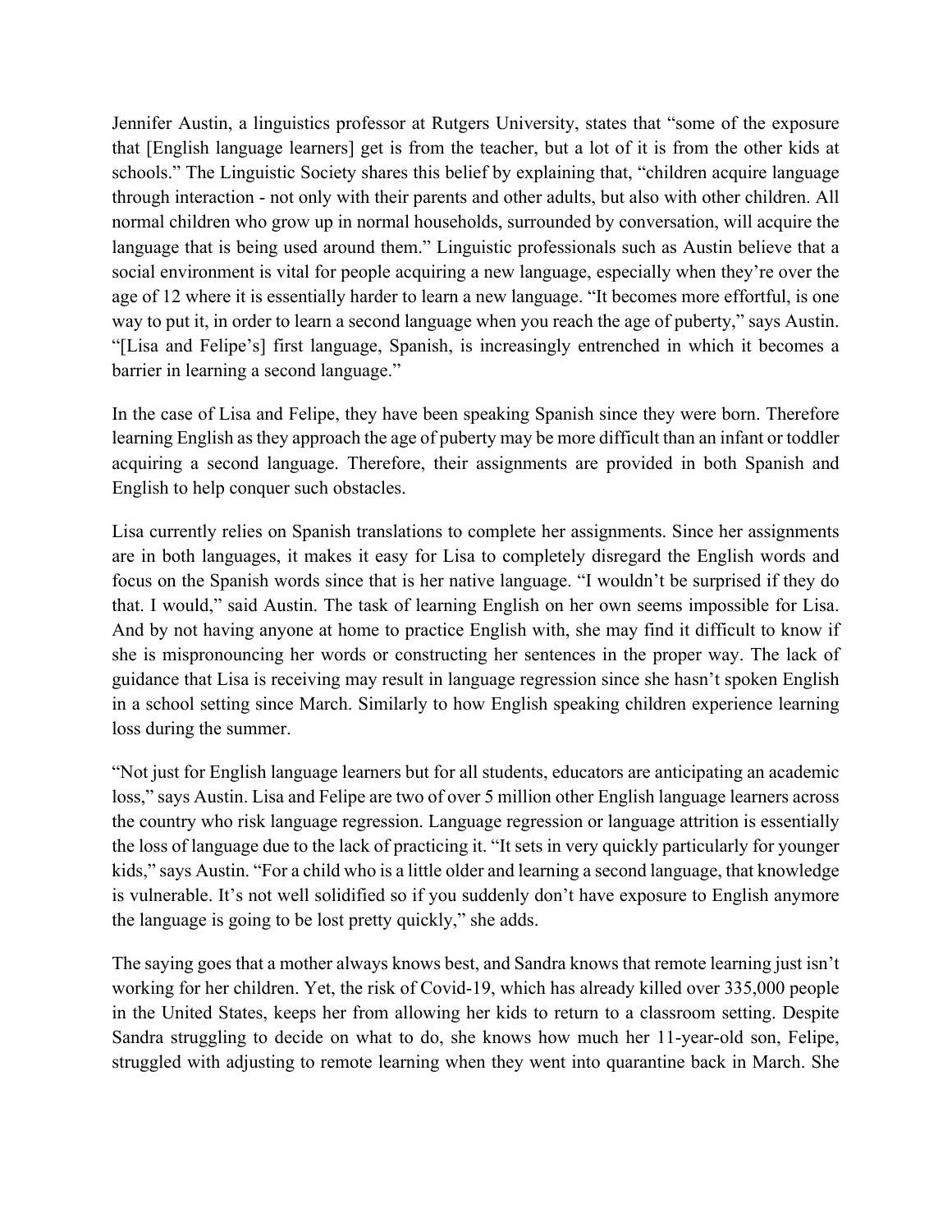Jennifer Austin, a linguistics professor at Rutgers University, states that "some of the exposure that [English language learners] get is from the teacher, but a lot of it is from the other kids at schools." The Linguistic Society shares this belief by explaining that, "children acquire language through interaction - not only with their parents and other adults, but also with other children. All normal children who grow up in normal households, surrounded by conversation, will acquire the language that is being used around them." Linguistic professionals such as Austin believe that a social environment is vital for people acquiring a new language, especially when they're over the age of 12 where it is essentially harder to learn a new language. "It becomes more effortful, is one way to put it, in order to learn a second language when you reach the age of puberty," says Austin. "[Lisa and Felipe's] first language, Spanish, is increasingly entrenched in which it becomes a barrier in learning a second language."

In the case of Lisa and Felipe, they have been speaking Spanish since they were born. Therefore learning English as they approach the age of puberty may be more difficult than an infant or toddler acquiring a second language. Therefore, their assignments are provided in both Spanish and English to help conquer such obstacles.

Lisa currently relies on Spanish translations to complete her assignments. Since her assignments are in both languages, it makes it easy for Lisa to completely disregard the English words and focus on the Spanish words since that is her native language. "I wouldn't be surprised if they do that. I would," said Austin. The task of learning English on her own seems impossible for Lisa. And by not having anyone at home to practice English with, she may find it difficult to know if she is mispronouncing her words or constructing her sentences in the proper way. The lack of guidance that Lisa is receiving may result in language regression since she hasn't spoken English in a school setting since March. Similarly to how English speaking children experience learning loss during the summer.

"Not just for English language learners but for all students, educators are anticipating an academic loss," says Austin. Lisa and Felipe are two of over 5 million other English language learners across the country who risk language regression. Language regression or language attrition is essentially the loss of language due to the lack of practicing it. "It sets in very quickly particularly for younger kids," says Austin. "For a child who is a little older and learning a second language, that knowledge is vulnerable. It's not well solidified so if you suddenly don't have exposure to English anymore the language is going to be lost pretty quickly," she adds.

The saying goes that a mother always knows best, and Sandra knows that remote learning just isn't working for her children. Yet, the risk of Covid-19, which has already killed over 335,000 people in the United States, keeps her from allowing her kids to return to a classroom setting. Despite Sandra struggling to decide on what to do, she knows how much her 11-year-old son, Felipe, struggled with adjusting to remote learning when they went into quarantine back in March. She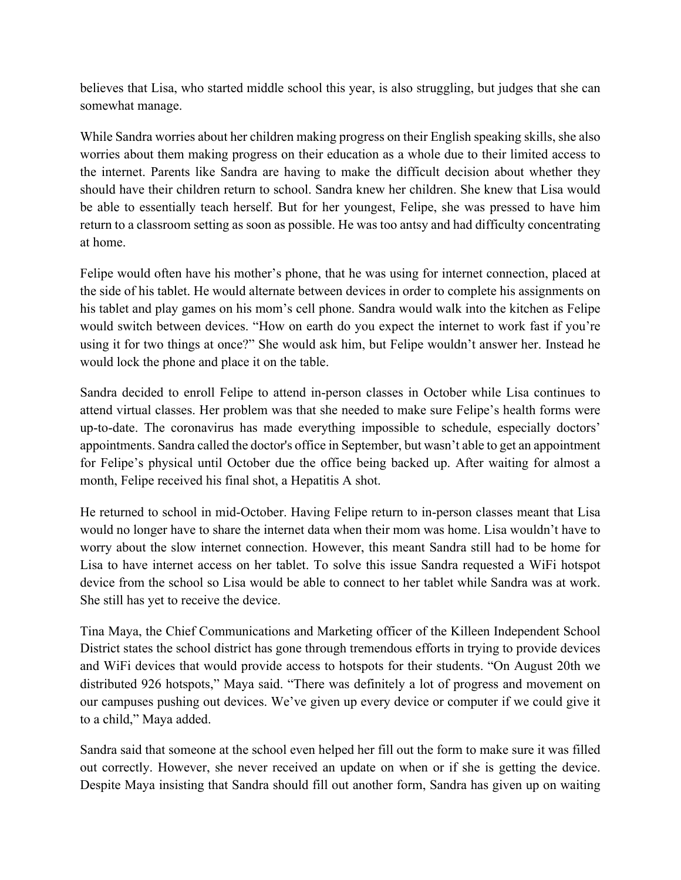believes that Lisa, who started middle school this year, is also struggling, but judges that she can somewhat manage.

While Sandra worries about her children making progress on their English speaking skills, she also worries about them making progress on their education as a whole due to their limited access to the internet. Parents like Sandra are having to make the difficult decision about whether they should have their children return to school. Sandra knew her children. She knew that Lisa would be able to essentially teach herself. But for her youngest, Felipe, she was pressed to have him return to a classroom setting as soon as possible. He was too antsy and had difficulty concentrating at home.

Felipe would often have his mother's phone, that he was using for internet connection, placed at the side of his tablet. He would alternate between devices in order to complete his assignments on his tablet and play games on his mom's cell phone. Sandra would walk into the kitchen as Felipe would switch between devices. "How on earth do you expect the internet to work fast if you're using it for two things at once?" She would ask him, but Felipe wouldn't answer her. Instead he would lock the phone and place it on the table.

Sandra decided to enroll Felipe to attend in-person classes in October while Lisa continues to attend virtual classes. Her problem was that she needed to make sure Felipe's health forms were up-to-date. The coronavirus has made everything impossible to schedule, especially doctors' appointments. Sandra called the doctor's office in September, but wasn't able to get an appointment for Felipe's physical until October due the office being backed up. After waiting for almost a month, Felipe received his final shot, a Hepatitis A shot.

He returned to school in mid-October. Having Felipe return to in-person classes meant that Lisa would no longer have to share the internet data when their mom was home. Lisa wouldn't have to worry about the slow internet connection. However, this meant Sandra still had to be home for Lisa to have internet access on her tablet. To solve this issue Sandra requested a WiFi hotspot device from the school so Lisa would be able to connect to her tablet while Sandra was at work. She still has yet to receive the device.

Tina Maya, the Chief Communications and Marketing officer of the Killeen Independent School District states the school district has gone through tremendous efforts in trying to provide devices and WiFi devices that would provide access to hotspots for their students. "On August 20th we distributed 926 hotspots," Maya said. "There was definitely a lot of progress and movement on our campuses pushing out devices. We've given up every device or computer if we could give it to a child," Maya added.

Sandra said that someone at the school even helped her fill out the form to make sure it was filled out correctly. However, she never received an update on when or if she is getting the device. Despite Maya insisting that Sandra should fill out another form, Sandra has given up on waiting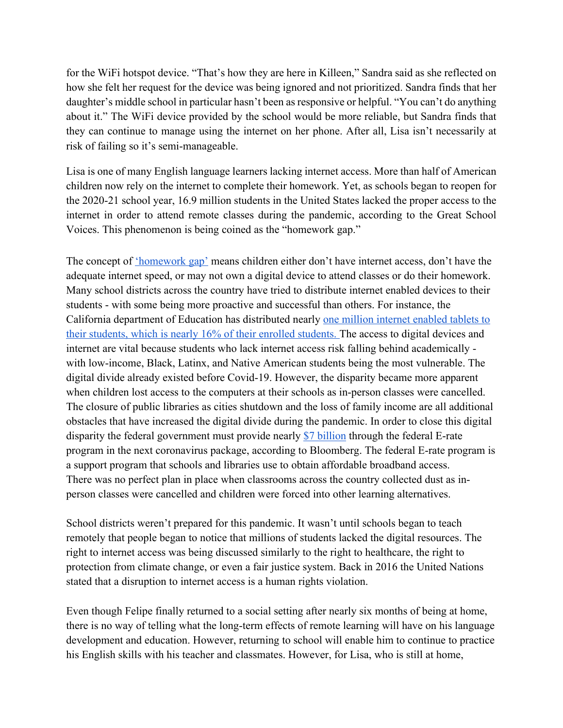for the WiFi hotspot device. "That's how they are here in Killeen," Sandra said as she reflected on how she felt her request for the device was being ignored and not prioritized. Sandra finds that her daughter's middle school in particular hasn't been as responsive or helpful. "You can't do anything about it." The WiFi device provided by the school would be more reliable, but Sandra finds that they can continue to manage using the internet on her phone. After all, Lisa isn't necessarily at risk of failing so it's semi-manageable.

Lisa is one of many English language learners lacking internet access. More than half of American children now rely on the internet to complete their homework. Yet, as schools began to reopen for the 2020-21 school year, 16.9 million students in the United States lacked the proper access to the internet in order to attend remote classes during the pandemic, according to the Great School Voices. This phenomenon is being coined as the "homework gap."

The concept of 'homework gap' means children either don't have internet access, don't have the adequate internet speed, or may not own a digital device to attend classes or do their homework. Many school districts across the country have tried to distribute internet enabled devices to their students - with some being more proactive and successful than others. For instance, the California department of Education has distributed nearly one million internet enabled tablets to their students, which is nearly 16% of their enrolled students. The access to digital devices and internet are vital because students who lack internet access risk falling behind academically - with low-income, Black, Latinx, and Native American students being the most vulnerable. The digital divide already existed before Covid-19. However, the disparity became more apparent when children lost access to the computers at their schools as in-person classes were cancelled. The closure of public libraries as cities shutdown and the loss of family income are all additional obstacles that have increased the digital divide during the pandemic. In order to close this digital disparity the federal government must provide nearly $7 billion through the federal E-rate program in the next coronavirus package, according to Bloomberg. The federal E-rate program is a support program that schools and libraries use to obtain affordable broadband access. There was no perfect plan in place when classrooms across the country collected dust as in-person classes were cancelled and children were forced into other learning alternatives.

School districts weren't prepared for this pandemic. It wasn't until schools began to teach remotely that people began to notice that millions of students lacked the digital resources. The right to internet access was being discussed similarly to the right to healthcare, the right to protection from climate change, or even a fair justice system. Back in 2016 the United Nations stated that a disruption to internet access is a human rights violation.

Even though Felipe finally returned to a social setting after nearly six months of being at home, there is no way of telling what the long-term effects of remote learning will have on his language development and education. However, returning to school will enable him to continue to practice his English skills with his teacher and classmates. However, for Lisa, who is still at home,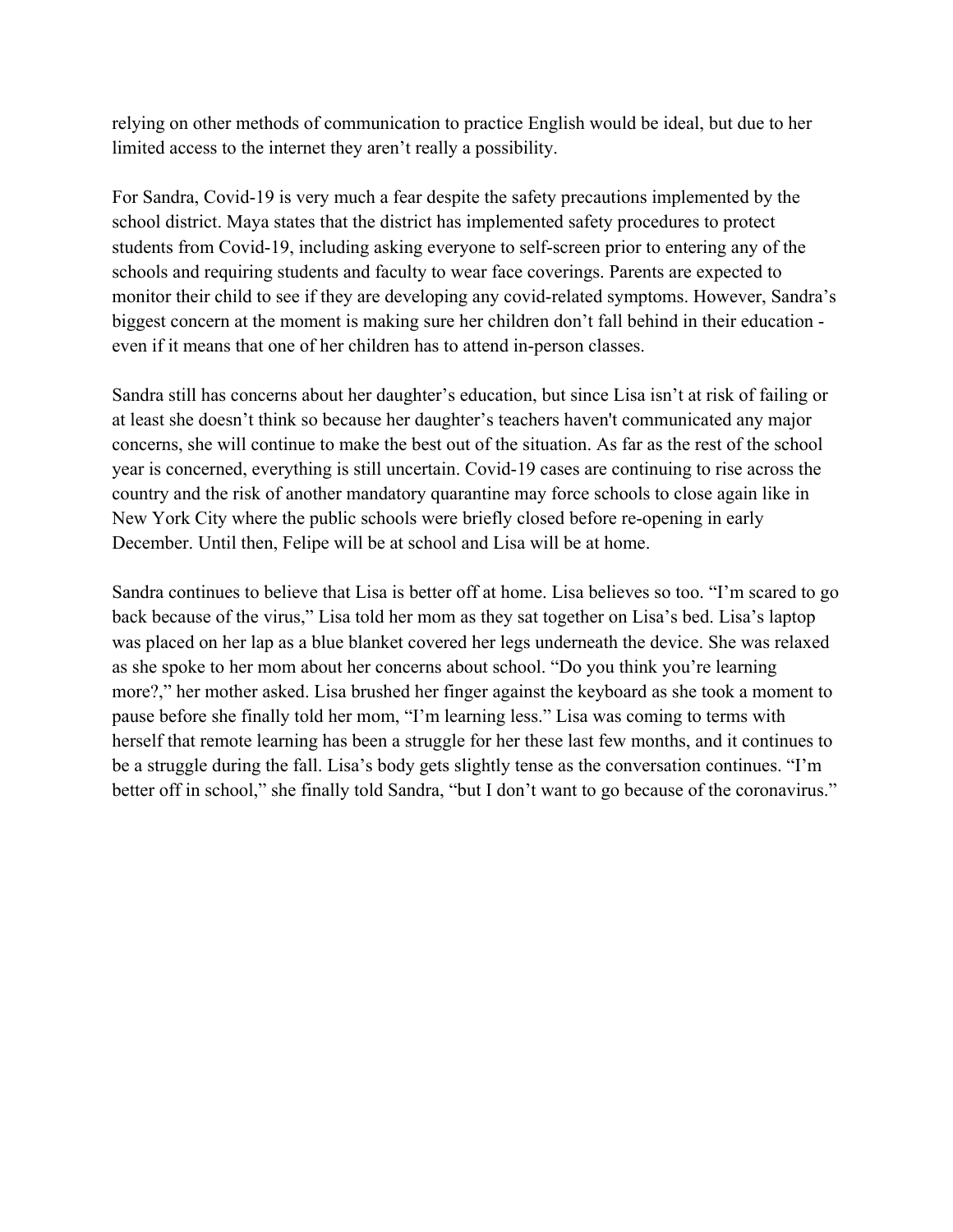relying on other methods of communication to practice English would be ideal, but due to her limited access to the internet they aren't really a possibility.

For Sandra, Covid-19 is very much a fear despite the safety precautions implemented by the school district. Maya states that the district has implemented safety procedures to protect students from Covid-19, including asking everyone to self-screen prior to entering any of the schools and requiring students and faculty to wear face coverings. Parents are expected to monitor their child to see if they are developing any covid-related symptoms. However, Sandra's biggest concern at the moment is making sure her children don't fall behind in their education - even if it means that one of her children has to attend in-person classes.

Sandra still has concerns about her daughter's education, but since Lisa isn't at risk of failing or at least she doesn't think so because her daughter's teachers haven't communicated any major concerns, she will continue to make the best out of the situation. As far as the rest of the school year is concerned, everything is still uncertain. Covid-19 cases are continuing to rise across the country and the risk of another mandatory quarantine may force schools to close again like in New York City where the public schools were briefly closed before re-opening in early December. Until then, Felipe will be at school and Lisa will be at home.

Sandra continues to believe that Lisa is better off at home. Lisa believes so too. "I'm scared to go back because of the virus," Lisa told her mom as they sat together on Lisa's bed. Lisa's laptop was placed on her lap as a blue blanket covered her legs underneath the device. She was relaxed as she spoke to her mom about her concerns about school. "Do you think you're learning more?," her mother asked. Lisa brushed her finger against the keyboard as she took a moment to pause before she finally told her mom, "I'm learning less." Lisa was coming to terms with herself that remote learning has been a struggle for her these last few months, and it continues to be a struggle during the fall. Lisa's body gets slightly tense as the conversation continues. "I'm better off in school," she finally told Sandra, "but I don't want to go because of the coronavirus."